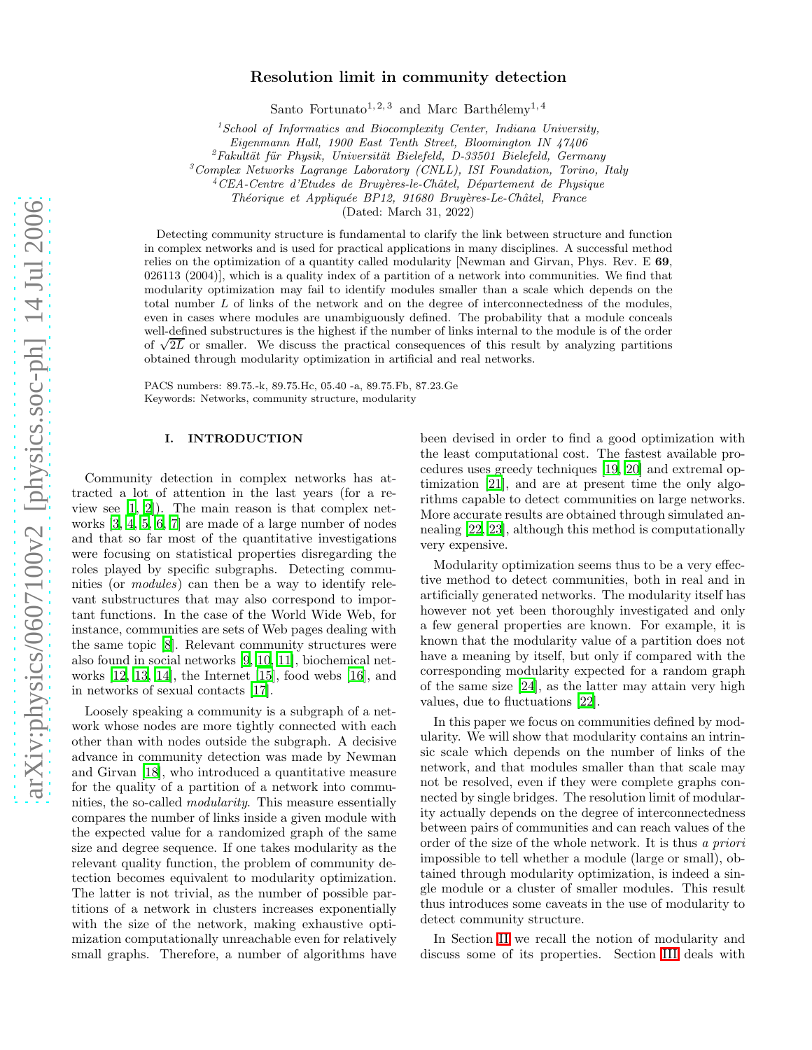# Resolution limit in community detection

Santo Fortunato[1,2,3] and Marc Barthélemy[1,4]

[1]*School of Informatics and Biocomplexity Center, Indiana University, Eigenmann Hall, 1900 East Tenth Street, Bloomington IN 47406*
[2]*Fakultät für Physik, Universität Bielefeld, D-33501 Bielefeld, Germany*
[3]*Complex Networks Lagrange Laboratory (CNLL), ISI Foundation, Torino, Italy*
[4]*CEA-Centre d'Etudes de Bruyères-le-Châtel, Département de Physique Théorique et Appliquée BP12, 91680 Bruyères-Le-Châtel, France*

(Dated: March 31, 2022)

Detecting community structure is fundamental to clarify the link between structure and function in complex networks and is used for practical applications in many disciplines. A successful method relies on the optimization of a quantity called modularity [Newman and Girvan, Phys. Rev. E **69**, 026113 (2004)], which is a quality index of a partition of a network into communities. We find that modularity optimization may fail to identify modules smaller than a scale which depends on the total number $L$ of links of the network and on the degree of interconnectedness of the modules, even in cases where modules are unambiguously defined. The probability that a module conceals well-defined substructures is the highest if the number of links internal to the module is of the order of $\sqrt{2L}$ or smaller. We discuss the practical consequences of this result by analyzing partitions obtained through modularity optimization in artificial and real networks.

PACS numbers: 89.75.-k, 89.75.Hc, 05.40 -a, 89.75.Fb, 87.23.Ge
Keywords: Networks, community structure, modularity

## I. INTRODUCTION

Community detection in complex networks has attracted a lot of attention in the last years (for a review see [1, 2]). The main reason is that complex networks [3, 4, 5, 6, 7] are made of a large number of nodes and that so far most of the quantitative investigations were focusing on statistical properties disregarding the roles played by specific subgraphs. Detecting communities (or *modules*) can then be a way to identify relevant substructures that may also correspond to important functions. In the case of the World Wide Web, for instance, communities are sets of Web pages dealing with the same topic [8]. Relevant community structures were also found in social networks [9, 10, 11], biochemical networks [12, 13, 14], the Internet [15], food webs [16], and in networks of sexual contacts [17].

Loosely speaking a community is a subgraph of a network whose nodes are more tightly connected with each other than with nodes outside the subgraph. A decisive advance in community detection was made by Newman and Girvan [18], who introduced a quantitative measure for the quality of a partition of a network into communities, the so-called *modularity*. This measure essentially compares the number of links inside a given module with the expected value for a randomized graph of the same size and degree sequence. If one takes modularity as the relevant quality function, the problem of community detection becomes equivalent to modularity optimization. The latter is not trivial, as the number of possible partitions of a network in clusters increases exponentially with the size of the network, making exhaustive optimization computationally unreachable even for relatively small graphs. Therefore, a number of algorithms have been devised in order to find a good optimization with the least computational cost. The fastest available procedures uses greedy techniques [19, 20] and extremal optimization [21], and are at present time the only algorithms capable to detect communities on large networks. More accurate results are obtained through simulated annealing [22, 23], although this method is computationally very expensive.

Modularity optimization seems thus to be a very effective method to detect communities, both in real and in artificially generated networks. The modularity itself has however not yet been thoroughly investigated and only a few general properties are known. For example, it is known that the modularity value of a partition does not have a meaning by itself, but only if compared with the corresponding modularity expected for a random graph of the same size [24], as the latter may attain very high values, due to fluctuations [22].

In this paper we focus on communities defined by modularity. We will show that modularity contains an intrinsic scale which depends on the number of links of the network, and that modules smaller than that scale may not be resolved, even if they were complete graphs connected by single bridges. The resolution limit of modularity actually depends on the degree of interconnectedness between pairs of communities and can reach values of the order of the size of the whole network. It is thus *a priori* impossible to tell whether a module (large or small), obtained through modularity optimization, is indeed a single module or a cluster of smaller modules. This result thus introduces some caveats in the use of modularity to detect community structure.

In Section II we recall the notion of modularity and discuss some of its properties. Section III deals with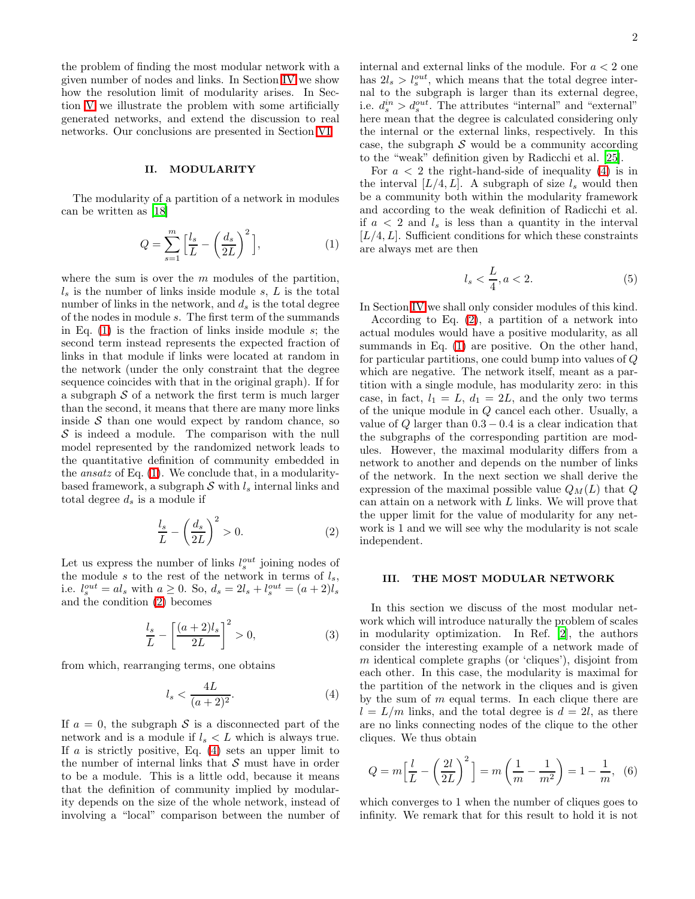the problem of finding the most modular network with a given number of nodes and links. In Section IV we show how the resolution limit of modularity arises. In Section V we illustrate the problem with some artificially generated networks, and extend the discussion to real networks. Our conclusions are presented in Section VI.

## II. MODULARITY

The modularity of a partition of a network in modules can be written as [18]

$$Q = \sum_{s=1}^{m} \Big[ \frac{l_s}{L} - \Big( \frac{d_s}{2L} \Big)^2 \Big], \tag{1}$$

where the sum is over the $m$ modules of the partition, $l_s$ is the number of links inside module $s$, $L$ is the total number of links in the network, and $d_s$ is the total degree of the nodes in module $s$. The first term of the summands in Eq. (1) is the fraction of links inside module $s$; the second term instead represents the expected fraction of links in that module if links were located at random in the network (under the only constraint that the degree sequence coincides with that in the original graph). If for a subgraph $\mathcal{S}$ of a network the first term is much larger than the second, it means that there are many more links inside $\mathcal{S}$ than one would expect by random chance, so $\mathcal{S}$ is indeed a module. The comparison with the null model represented by the randomized network leads to the quantitative definition of community embedded in the *ansatz* of Eq. (1). We conclude that, in a modularity-based framework, a subgraph $\mathcal{S}$ with $l_s$ internal links and total degree $d_s$ is a module if

$$\frac{l_s}{L} - \Big( \frac{d_s}{2L} \Big)^2 > 0. \tag{2}$$

Let us express the number of links $l_s^{out}$ joining nodes of the module $s$ to the rest of the network in terms of $l_s$, i.e. $l_s^{out} = a l_s$ with $a \geq 0$. So, $d_s = 2l_s + l_s^{out} = (a+2)l_s$ and the condition (2) becomes

$$\frac{l_s}{L} - \Big[ \frac{(a+2)l_s}{2L} \Big]^2 > 0, \tag{3}$$

from which, rearranging terms, one obtains

$$l_s < \frac{4L}{(a+2)^2}. \tag{4}$$

If $a = 0$, the subgraph $\mathcal{S}$ is a disconnected part of the network and is a module if $l_s < L$ which is always true. If $a$ is strictly positive, Eq. (4) sets an upper limit to the number of internal links that $\mathcal{S}$ must have in order to be a module. This is a little odd, because it means that the definition of community implied by modularity depends on the size of the whole network, instead of involving a "local" comparison between the number of internal and external links of the module. For $a < 2$ one has $2l_s > l_s^{out}$, which means that the total degree internal to the subgraph is larger than its external degree, i.e. $d_s^{in} > d_s^{out}$. The attributes "internal" and "external" here mean that the degree is calculated considering only the internal or the external links, respectively. In this case, the subgraph $\mathcal{S}$ would be a community according to the "weak" definition given by Radicchi et al. [25].

For $a < 2$ the right-hand-side of inequality (4) is in the interval $[L/4, L]$. A subgraph of size $l_s$ would then be a community both within the modularity framework and according to the weak definition of Radicchi et al. if $a < 2$ and $l_s$ is less than a quantity in the interval $[L/4, L]$. Sufficient conditions for which these constraints are always met are then

$$l_s < \frac{L}{4}, a < 2. \tag{5}$$

In Section IV we shall only consider modules of this kind.

According to Eq. (2), a partition of a network into actual modules would have a positive modularity, as all summands in Eq. (1) are positive. On the other hand, for particular partitions, one could bump into values of $Q$ which are negative. The network itself, meant as a partition with a single module, has modularity zero: in this case, in fact, $l_1 = L$, $d_1 = 2L$, and the only two terms of the unique module in $Q$ cancel each other. Usually, a value of $Q$ larger than $0.3-0.4$ is a clear indication that the subgraphs of the corresponding partition are modules. However, the maximal modularity differs from a network to another and depends on the number of links of the network. In the next section we shall derive the expression of the maximal possible value $Q_M(L)$ that $Q$ can attain on a network with $L$ links. We will prove that the upper limit for the value of modularity for any network is 1 and we will see why the modularity is not scale independent.

## III. THE MOST MODULAR NETWORK

In this section we discuss of the most modular network which will introduce naturally the problem of scales in modularity optimization. In Ref. [2], the authors consider the interesting example of a network made of $m$ identical complete graphs (or 'cliques'), disjoint from each other. In this case, the modularity is maximal for the partition of the network in the cliques and is given by the sum of $m$ equal terms. In each clique there are $l = L/m$ links, and the total degree is $d = 2l$, as there are no links connecting nodes of the clique to the other cliques. We thus obtain

$$Q = m\Big[\frac{l}{L} - \Big(\frac{2l}{2L}\Big)^2\Big] = m\left(\frac{1}{m} - \frac{1}{m^2}\right) = 1 - \frac{1}{m}, \tag{6}$$

which converges to 1 when the number of cliques goes to infinity. We remark that for this result to hold it is not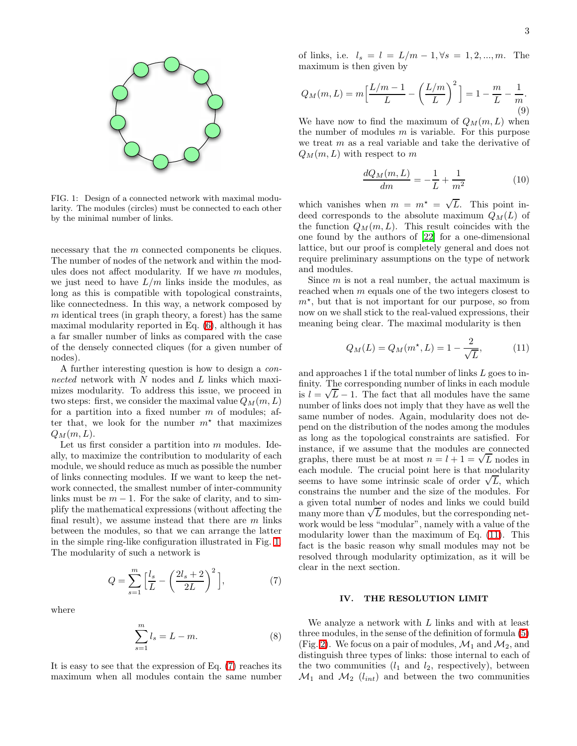FIG. 1: Design of a connected network with maximal modularity. The modules (circles) must be connected to each other by the minimal number of links.

necessary that the $m$ connected components be cliques. The number of nodes of the network and within the modules does not affect modularity. If we have $m$ modules, we just need to have $L/m$ links inside the modules, as long as this is compatible with topological constraints, like connectedness. In this way, a network composed by $m$ identical trees (in graph theory, a forest) has the same maximal modularity reported in Eq. (6), although it has a far smaller number of links as compared with the case of the densely connected cliques (for a given number of nodes).

A further interesting question is how to design a *connected* network with $N$ nodes and $L$ links which maximizes modularity. To address this issue, we proceed in two steps: first, we consider the maximal value $Q_M(m, L)$ for a partition into a fixed number $m$ of modules; after that, we look for the number $m^\star$ that maximizes $Q_M(m, L)$.

Let us first consider a partition into $m$ modules. Ideally, to maximize the contribution to modularity of each module, we should reduce as much as possible the number of links connecting modules. If we want to keep the network connected, the smallest number of inter-community links must be $m-1$. For the sake of clarity, and to simplify the mathematical expressions (without affecting the final result), we assume instead that there are $m$ links between the modules, so that we can arrange the latter in the simple ring-like configuration illustrated in Fig. 1. The modularity of such a network is

$$Q = \sum_{s=1}^{m} \Big[\frac{l_s}{L} - \Big(\frac{2l_s+2}{2L}\Big)^2\Big], \tag{7}$$

where

$$\sum_{s=1}^{m} l_s = L - m. \tag{8}$$

It is easy to see that the expression of Eq. (7) reaches its maximum when all modules contain the same number of links, i.e. $l_s = l = L/m - 1, \forall s = 1, 2, ..., m$. The maximum is then given by

$$Q_M(m, L) = m\Big[\frac{L/m - 1}{L} - \Big(\frac{L/m}{L}\Big)^2\Big] = 1 - \frac{m}{L} - \frac{1}{m}. \tag{9}$$

We have now to find the maximum of $Q_M(m, L)$ when the number of modules $m$ is variable. For this purpose we treat $m$ as a real variable and take the derivative of $Q_M(m, L)$ with respect to $m$

$$\frac{dQ_M(m, L)}{dm} = -\frac{1}{L} + \frac{1}{m^2} \tag{10}$$

which vanishes when $m = m^\star = \sqrt{L}$. This point indeed corresponds to the absolute maximum $Q_M(L)$ of the function $Q_M(m, L)$. This result coincides with the one found by the authors of [22] for a one-dimensional lattice, but our proof is completely general and does not require preliminary assumptions on the type of network and modules.

Since $m$ is not a real number, the actual maximum is reached when $m$ equals one of the two integers closest to $m^\star$, but that is not important for our purpose, so from now on we shall stick to the real-valued expressions, their meaning being clear. The maximal modularity is then

$$Q_M(L) = Q_M(m^\star, L) = 1 - \frac{2}{\sqrt{L}}, \tag{11}$$

and approaches 1 if the total number of links $L$ goes to infinity. The corresponding number of links in each module is $l = \sqrt{L} - 1$. The fact that all modules have the same number of links does not imply that they have as well the same number of nodes. Again, modularity does not depend on the distribution of the nodes among the modules as long as the topological constraints are satisfied. For instance, if we assume that the modules are connected graphs, there must be at most $n = l + 1 = \sqrt{L}$ nodes in each module. The crucial point here is that modularity seems to have some intrinsic scale of order $\sqrt{L}$, which constrains the number and the size of the modules. For a given total number of nodes and links we could build many more than $\sqrt{L}$ modules, but the corresponding network would be less "modular", namely with a value of the modularity lower than the maximum of Eq. (11). This fact is the basic reason why small modules may not be resolved through modularity optimization, as it will be clear in the next section.

## IV. THE RESOLUTION LIMIT

We analyze a network with $L$ links and with at least three modules, in the sense of the definition of formula (5) (Fig. 2). We focus on a pair of modules, $\mathcal{M}_1$ and $\mathcal{M}_2$, and distinguish three types of links: those internal to each of the two communities ($l_1$ and $l_2$, respectively), between $\mathcal{M}_1$ and $\mathcal{M}_2$ ($l_{int}$) and between the two communities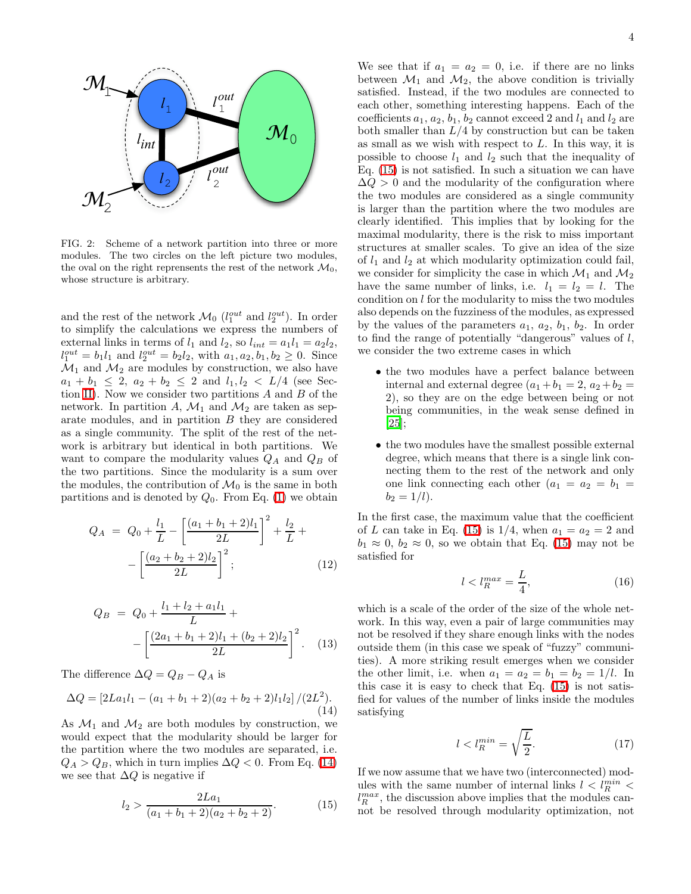FIG. 2: Scheme of a network partition into three or more modules. The two circles on the left picture two modules, the oval on the right reprensents the rest of the network $\mathcal{M}_0$, whose structure is arbitrary.

and the rest of the network $\mathcal{M}_0$ ($l_1^{out}$ and $l_2^{out}$). In order to simplify the calculations we express the numbers of external links in terms of $l_1$ and $l_2$, so $l_{int} = a_1 l_1 = a_2 l_2$, $l_1^{out} = b_1 l_1$ and $l_2^{out} = b_2 l_2$, with $a_1, a_2, b_1, b_2 \geq 0$. Since $\mathcal{M}_1$ and $\mathcal{M}_2$ are modules by construction, we also have $a_1 + b_1 \leq 2$, $a_2 + b_2 \leq 2$ and $l_1, l_2 < L/4$ (see Section II). Now we consider two partitions $A$ and $B$ of the network. In partition $A$, $\mathcal{M}_1$ and $\mathcal{M}_2$ are taken as separate modules, and in partition $B$ they are considered as a single community. The split of the rest of the network is arbitrary but identical in both partitions. We want to compare the modularity values $Q_A$ and $Q_B$ of the two partitions. Since the modularity is a sum over the modules, the contribution of $\mathcal{M}_0$ is the same in both partitions and is denoted by $Q_0$. From Eq. (1) we obtain

$$
\begin{aligned}
Q_A &= Q_0 + \frac{l_1}{L} - \left[\frac{(a_1+b_1+2)l_1}{2L}\right]^2 + \frac{l_2}{L} + \\
&\quad - \left[\frac{(a_2+b_2+2)l_2}{2L}\right]^2; \qquad (12)
\end{aligned}
$$

$$
\begin{aligned}
Q_B &= Q_0 + \frac{l_1 + l_2 + a_1 l_1}{L} + \\
&\quad - \left[\frac{(2a_1+b_1+2)l_1 + (b_2+2)l_2}{2L}\right]^2. \qquad (13)
\end{aligned}
$$

The difference $\Delta Q = Q_B - Q_A$ is

$$
\Delta Q = \left[2La_1 l_1 - (a_1+b_1+2)(a_2+b_2+2)l_1 l_2\right]/(2L^2). \qquad (14)
$$

As $\mathcal{M}_1$ and $\mathcal{M}_2$ are both modules by construction, we would expect that the modularity should be larger for the partition where the two modules are separated, i.e. $Q_A > Q_B$, which in turn implies $\Delta Q < 0$. From Eq. (14) we see that $\Delta Q$ is negative if

$$
l_2 > \frac{2La_1}{(a_1+b_1+2)(a_2+b_2+2)}. \qquad (15)
$$

We see that if $a_1 = a_2 = 0$, i.e. if there are no links between $\mathcal{M}_1$ and $\mathcal{M}_2$, the above condition is trivially satisfied. Instead, if the two modules are connected to each other, something interesting happens. Each of the coefficients $a_1$, $a_2$, $b_1$, $b_2$ cannot exceed 2 and $l_1$ and $l_2$ are both smaller than $L/4$ by construction but can be taken as small as we wish with respect to $L$. In this way, it is possible to choose $l_1$ and $l_2$ such that the inequality of Eq. (15) is not satisfied. In such a situation we can have $\Delta Q > 0$ and the modularity of the configuration where the two modules are considered as a single community is larger than the partition where the two modules are clearly identified. This implies that by looking for the maximal modularity, there is the risk to miss important structures at smaller scales. To give an idea of the size of $l_1$ and $l_2$ at which modularity optimization could fail, we consider for simplicity the case in which $\mathcal{M}_1$ and $\mathcal{M}_2$ have the same number of links, i.e. $l_1 = l_2 = l$. The condition on $l$ for the modularity to miss the two modules also depends on the fuzziness of the modules, as expressed by the values of the parameters $a_1$, $a_2$, $b_1$, $b_2$. In order to find the range of potentially "dangerous" values of $l$, we consider the two extreme cases in which

- the two modules have a perfect balance between internal and external degree ($a_1 + b_1 = 2$, $a_2 + b_2 = 2$), so they are on the edge between being or not being communities, in the weak sense defined in [25];
- the two modules have the smallest possible external degree, which means that there is a single link connecting them to the rest of the network and only one link connecting each other ($a_1 = a_2 = b_1 = b_2 = 1/l$).

In the first case, the maximum value that the coefficient of $L$ can take in Eq. (15) is $1/4$, when $a_1 = a_2 = 2$ and $b_1 \approx 0$, $b_2 \approx 0$, so we obtain that Eq. (15) may not be satisfied for

$$
l < l_R^{max} = \frac{L}{4}, \qquad (16)
$$

which is a scale of the order of the size of the whole network. In this way, even a pair of large communities may not be resolved if they share enough links with the nodes outside them (in this case we speak of "fuzzy" communities). A more striking result emerges when we consider the other limit, i.e. when $a_1 = a_2 = b_1 = b_2 = 1/l$. In this case it is easy to check that Eq. (15) is not satisfied for values of the number of links inside the modules satisfying

$$
l < l_R^{min} = \sqrt{\frac{L}{2}}. \qquad (17)
$$

If we now assume that we have two (interconnected) modules with the same number of internal links $l < l_R^{min} < l_R^{max}$, the discussion above implies that the modules cannot be resolved through modularity optimization, not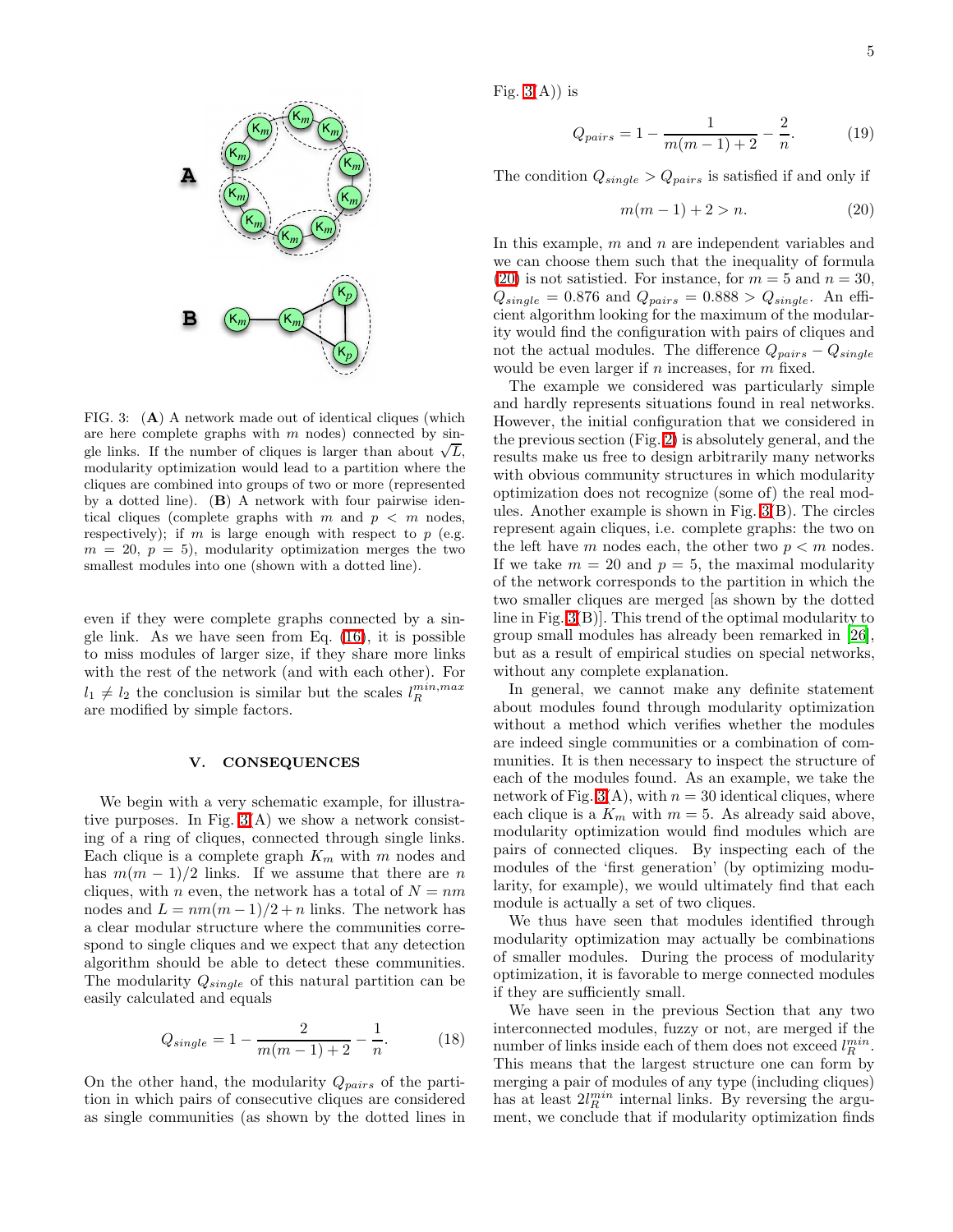FIG. 3: (**A**) A network made out of identical cliques (which are here complete graphs with $m$ nodes) connected by single links. If the number of cliques is larger than about $\sqrt{L}$, modularity optimization would lead to a partition where the cliques are combined into groups of two or more (represented by a dotted line). (**B**) A network with four pairwise identical cliques (complete graphs with $m$ and $p < m$ nodes, respectively); if $m$ is large enough with respect to $p$ (e.g. $m = 20$, $p = 5$), modularity optimization merges the two smallest modules into one (shown with a dotted line).

even if they were complete graphs connected by a single link. As we have seen from Eq. (16), it is possible to miss modules of larger size, if they share more links with the rest of the network (and with each other). For $l_1 \neq l_2$ the conclusion is similar but the scales $l_R^{min,max}$ are modified by simple factors.

## V. CONSEQUENCES

We begin with a very schematic example, for illustrative purposes. In Fig. 3(A) we show a network consisting of a ring of cliques, connected through single links. Each clique is a complete graph $K_m$ with $m$ nodes and has $m(m-1)/2$ links. If we assume that there are $n$ cliques, with $n$ even, the network has a total of $N = nm$ nodes and $L = nm(m-1)/2 + n$ links. The network has a clear modular structure where the communities correspond to single cliques and we expect that any detection algorithm should be able to detect these communities. The modularity $Q_{single}$ of this natural partition can be easily calculated and equals

$$Q_{single} = 1 - \frac{2}{m(m-1)+2} - \frac{1}{n}. \tag{18}$$

On the other hand, the modularity $Q_{pairs}$ of the partition in which pairs of consecutive cliques are considered as single communities (as shown by the dotted lines in Fig. 3(A)) is

$$Q_{pairs} = 1 - \frac{1}{m(m-1)+2} - \frac{2}{n}. \tag{19}$$

The condition $Q_{single} > Q_{pairs}$ is satisfied if and only if

$$m(m-1) + 2 > n. \tag{20}$$

In this example, $m$ and $n$ are independent variables and we can choose them such that the inequality of formula (20) is not satistied. For instance, for $m = 5$ and $n = 30$, $Q_{single} = 0.876$ and $Q_{pairs} = 0.888 > Q_{single}$. An efficient algorithm looking for the maximum of the modularity would find the configuration with pairs of cliques and not the actual modules. The difference $Q_{pairs} - Q_{single}$ would be even larger if $n$ increases, for $m$ fixed.

The example we considered was particularly simple and hardly represents situations found in real networks. However, the initial configuration that we considered in the previous section (Fig. 2) is absolutely general, and the results make us free to design arbitrarily many networks with obvious community structures in which modularity optimization does not recognize (some of) the real modules. Another example is shown in Fig. 3(B). The circles represent again cliques, i.e. complete graphs: the two on the left have $m$ nodes each, the other two $p < m$ nodes. If we take $m = 20$ and $p = 5$, the maximal modularity of the network corresponds to the partition in which the two smaller cliques are merged [as shown by the dotted line in Fig. 3(B)]. This trend of the optimal modularity to group small modules has already been remarked in [26], but as a result of empirical studies on special networks, without any complete explanation.

In general, we cannot make any definite statement about modules found through modularity optimization without a method which verifies whether the modules are indeed single communities or a combination of communities. It is then necessary to inspect the structure of each of the modules found. As an example, we take the network of Fig. 3(A), with $n = 30$ identical cliques, where each clique is a $K_m$ with $m = 5$. As already said above, modularity optimization would find modules which are pairs of connected cliques. By inspecting each of the modules of the 'first generation' (by optimizing modularity, for example), we would ultimately find that each module is actually a set of two cliques.

We thus have seen that modules identified through modularity optimization may actually be combinations of smaller modules. During the process of modularity optimization, it is favorable to merge connected modules if they are sufficiently small.

We have seen in the previous Section that any two interconnected modules, fuzzy or not, are merged if the number of links inside each of them does not exceed $l_R^{min}$. This means that the largest structure one can form by merging a pair of modules of any type (including cliques) has at least $2l_R^{min}$ internal links. By reversing the argument, we conclude that if modularity optimization finds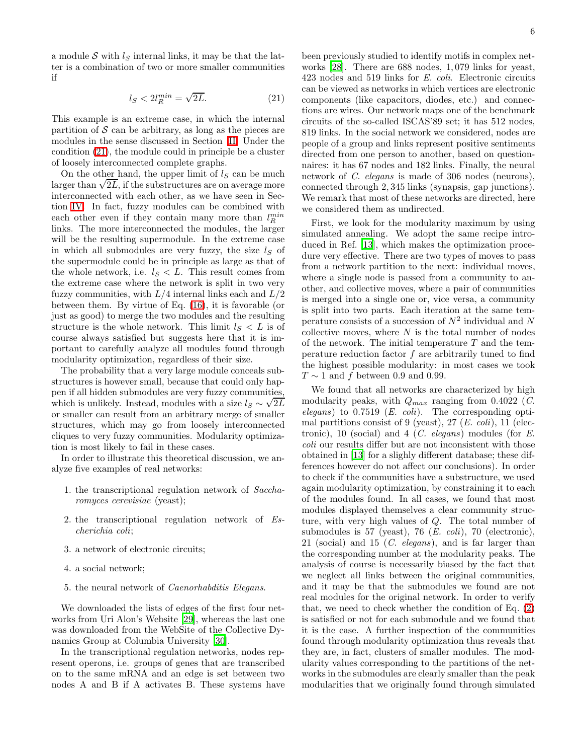a module $\mathcal{S}$ with $l_S$ internal links, it may be that the latter is a combination of two or more smaller communities if

$$l_S < 2l_R^{min} = \sqrt{2L}. \tag{21}$$

This example is an extreme case, in which the internal partition of $\mathcal{S}$ can be arbitrary, as long as the pieces are modules in the sense discussed in Section II. Under the condition (21), the module could in principle be a cluster of loosely interconnected complete graphs.

On the other hand, the upper limit of $l_S$ can be much larger than $\sqrt{2L}$, if the substructures are on average more interconnected with each other, as we have seen in Section IV. In fact, fuzzy modules can be combined with each other even if they contain many more than $l_R^{min}$ links. The more interconnected the modules, the larger will be the resulting supermodule. In the extreme case in which all submodules are very fuzzy, the size $l_S$ of the supermodule could be in principle as large as that of the whole network, i.e. $l_S < L$. This result comes from the extreme case where the network is split in two very fuzzy communities, with $L/4$ internal links each and $L/2$ between them. By virtue of Eq. (16), it is favorable (or just as good) to merge the two modules and the resulting structure is the whole network. This limit $l_S < L$ is of course always satisfied but suggests here that it is important to carefully analyze all modules found through modularity optimization, regardless of their size.

The probability that a very large module conceals substructures is however small, because that could only happen if all hidden submodules are very fuzzy communities, which is unlikely. Instead, modules with a size $l_S \sim \sqrt{2L}$ or smaller can result from an arbitrary merge of smaller structures, which may go from loosely interconnected cliques to very fuzzy communities. Modularity optimization is most likely to fail in these cases.

In order to illustrate this theoretical discussion, we analyze five examples of real networks:

1. the transcriptional regulation network of *Saccharomyces cerevisiae* (yeast);
2. the transcriptional regulation network of *Escherichia coli*;
3. a network of electronic circuits;
4. a social network;
5. the neural network of *Caenorhabditis Elegans*.

We downloaded the lists of edges of the first four networks from Uri Alon's Website [29], whereas the last one was downloaded from the WebSite of the Collective Dynamics Group at Columbia University [30].

In the transcriptional regulation networks, nodes represent operons, i.e. groups of genes that are transcribed on to the same mRNA and an edge is set between two nodes A and B if A activates B. These systems have been previously studied to identify motifs in complex networks [28]. There are 688 nodes, 1,079 links for yeast, 423 nodes and 519 links for *E. coli*. Electronic circuits can be viewed as networks in which vertices are electronic components (like capacitors, diodes, etc.) and connections are wires. Our network maps one of the benchmark circuits of the so-called ISCAS'89 set; it has 512 nodes, 819 links. In the social network we considered, nodes are people of a group and links represent positive sentiments directed from one person to another, based on questionnaires: it has 67 nodes and 182 links. Finally, the neural network of *C. elegans* is made of 306 nodes (neurons), connected through 2,345 links (synapsis, gap junctions). We remark that most of these networks are directed, here we considered them as undirected.

First, we look for the modularity maximum by using simulated annealing. We adopt the same recipe introduced in Ref. [13], which makes the optimization procedure very effective. There are two types of moves to pass from a network partition to the next: individual moves, where a single node is passed from a community to another, and collective moves, where a pair of communities is merged into a single one or, vice versa, a community is split into two parts. Each iteration at the same temperature consists of a succession of $N^2$ individual and $N$ collective moves, where $N$ is the total number of nodes of the network. The initial temperature $T$ and the temperature reduction factor $f$ are arbitrarily tuned to find the highest possible modularity: in most cases we took $T \sim 1$ and $f$ between 0.9 and 0.99.

We found that all networks are characterized by high modularity peaks, with $Q_{max}$ ranging from 0.4022 (*C. elegans*) to 0.7519 (*E. coli*). The corresponding optimal partitions consist of 9 (yeast), 27 (*E. coli*), 11 (electronic), 10 (social) and 4 (*C. elegans*) modules (for *E. coli* our results differ but are not inconsistent with those obtained in [13] for a slighly different database; these differences however do not affect our conclusions). In order to check if the communities have a substructure, we used again modularity optimization, by constraining it to each of the modules found. In all cases, we found that most modules displayed themselves a clear community structure, with very high values of $Q$. The total number of submodules is 57 (yeast), 76 (*E. coli*), 70 (electronic), 21 (social) and 15 (*C. elegans*), and is far larger than the corresponding number at the modularity peaks. The analysis of course is necessarily biased by the fact that we neglect all links between the original communities, and it may be that the submodules we found are not real modules for the original network. In order to verify that, we need to check whether the condition of Eq. (2) is satisfied or not for each submodule and we found that it is the case. A further inspection of the communities found through modularity optimization thus reveals that they are, in fact, clusters of smaller modules. The modularity values corresponding to the partitions of the networks in the submodules are clearly smaller than the peak modularities that we originally found through simulated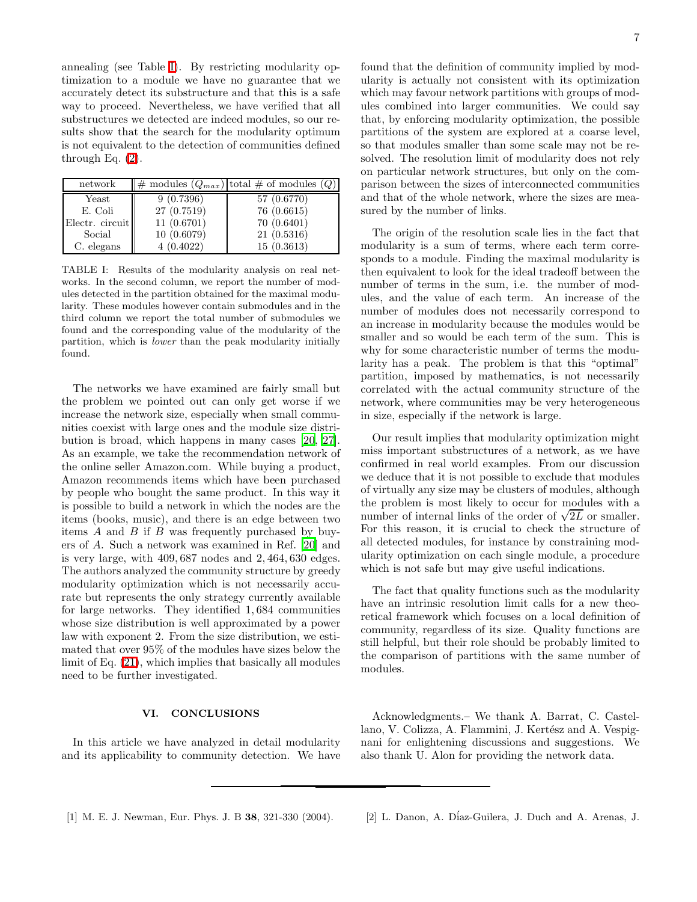annealing (see Table I). By restricting modularity optimization to a module we have no guarantee that we accurately detect its substructure and that this is a safe way to proceed. Nevertheless, we have verified that all substructures we detected are indeed modules, so our results show that the search for the modularity optimum is not equivalent to the detection of communities defined through Eq. (2).

| network | # modules ($Q_{max}$) | total # of modules ($Q$) |
|---|---|---|
| Yeast | 9 (0.7396) | 57 (0.6770) |
| E. Coli | 27 (0.7519) | 76 (0.6615) |
| Electr. circuit | 11 (0.6701) | 70 (0.6401) |
| Social | 10 (0.6079) | 21 (0.5316) |
| C. elegans | 4 (0.4022) | 15 (0.3613) |

TABLE I: Results of the modularity analysis on real networks. In the second column, we report the number of modules detected in the partition obtained for the maximal modularity. These modules however contain submodules and in the third column we report the total number of submodules we found and the corresponding value of the modularity of the partition, which is *lower* than the peak modularity initially found.

The networks we have examined are fairly small but the problem we pointed out can only get worse if we increase the network size, especially when small communities coexist with large ones and the module size distribution is broad, which happens in many cases [20, 27]. As an example, we take the recommendation network of the online seller Amazon.com. While buying a product, Amazon recommends items which have been purchased by people who bought the same product. In this way it is possible to build a network in which the nodes are the items (books, music), and there is an edge between two items $A$ and $B$ if $B$ was frequently purchased by buyers of $A$. Such a network was examined in Ref. [20] and is very large, with 409,687 nodes and 2,464,630 edges. The authors analyzed the community structure by greedy modularity optimization which is not necessarily accurate but represents the only strategy currently available for large networks. They identified 1,684 communities whose size distribution is well approximated by a power law with exponent 2. From the size distribution, we estimated that over 95% of the modules have sizes below the limit of Eq. (21), which implies that basically all modules need to be further investigated.

## VI. CONCLUSIONS

In this article we have analyzed in detail modularity and its applicability to community detection. We have found that the definition of community implied by modularity is actually not consistent with its optimization which may favour network partitions with groups of modules combined into larger communities. We could say that, by enforcing modularity optimization, the possible partitions of the system are explored at a coarse level, so that modules smaller than some scale may not be resolved. The resolution limit of modularity does not rely on particular network structures, but only on the comparison between the sizes of interconnected communities and that of the whole network, where the sizes are measured by the number of links.

The origin of the resolution scale lies in the fact that modularity is a sum of terms, where each term corresponds to a module. Finding the maximal modularity is then equivalent to look for the ideal tradeoff between the number of terms in the sum, i.e. the number of modules, and the value of each term. An increase of the number of modules does not necessarily correspond to an increase in modularity because the modules would be smaller and so would be each term of the sum. This is why for some characteristic number of terms the modularity has a peak. The problem is that this "optimal" partition, imposed by mathematics, is not necessarily correlated with the actual community structure of the network, where communities may be very heterogeneous in size, especially if the network is large.

Our result implies that modularity optimization might miss important substructures of a network, as we have confirmed in real world examples. From our discussion we deduce that it is not possible to exclude that modules of virtually any size may be clusters of modules, although the problem is most likely to occur for modules with a number of internal links of the order of $\sqrt{2L}$ or smaller. For this reason, it is crucial to check the structure of all detected modules, for instance by constraining modularity optimization on each single module, a procedure which is not safe but may give useful indications.

The fact that quality functions such as the modularity have an intrinsic resolution limit calls for a new theoretical framework which focuses on a local definition of community, regardless of its size. Quality functions are still helpful, but their role should be probably limited to the comparison of partitions with the same number of modules.

Acknowledgments.– We thank A. Barrat, C. Castellano, V. Colizza, A. Flammini, J. Kertész and A. Vespignani for enlightening discussions and suggestions. We also thank U. Alon for providing the network data.

---

[1] M. E. J. Newman, Eur. Phys. J. B **38**, 321-330 (2004).

[2] L. Danon, A. Díaz-Guilera, J. Duch and A. Arenas, J.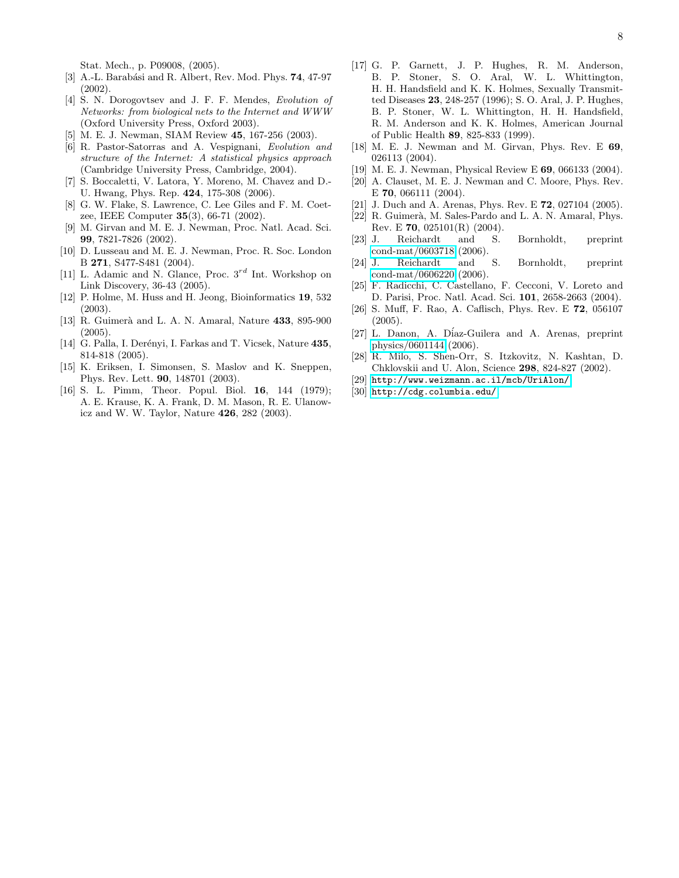Stat. Mech., p. P09008, (2005).

[3] A.-L. Barabási and R. Albert, Rev. Mod. Phys. **74**, 47-97 (2002).

[4] S. N. Dorogovtsev and J. F. F. Mendes, *Evolution of Networks: from biological nets to the Internet and WWW* (Oxford University Press, Oxford 2003).

[5] M. E. J. Newman, SIAM Review **45**, 167-256 (2003).

[6] R. Pastor-Satorras and A. Vespignani, *Evolution and structure of the Internet: A statistical physics approach* (Cambridge University Press, Cambridge, 2004).

[7] S. Boccaletti, V. Latora, Y. Moreno, M. Chavez and D.-U. Hwang, Phys. Rep. **424**, 175-308 (2006).

[8] G. W. Flake, S. Lawrence, C. Lee Giles and F. M. Coetzee, IEEE Computer **35**(3), 66-71 (2002).

[9] M. Girvan and M. E. J. Newman, Proc. Natl. Acad. Sci. **99**, 7821-7826 (2002).

[10] D. Lusseau and M. E. J. Newman, Proc. R. Soc. London B **271**, S477-S481 (2004).

[11] L. Adamic and N. Glance, Proc. $3^{rd}$ Int. Workshop on Link Discovery, 36-43 (2005).

[12] P. Holme, M. Huss and H. Jeong, Bioinformatics **19**, 532 (2003).

[13] R. Guimerà and L. A. N. Amaral, Nature **433**, 895-900 (2005).

[14] G. Palla, I. Derényi, I. Farkas and T. Vicsek, Nature **435**, 814-818 (2005).

[15] K. Eriksen, I. Simonsen, S. Maslov and K. Sneppen, Phys. Rev. Lett. **90**, 148701 (2003).

[16] S. L. Pimm, Theor. Popul. Biol. **16**, 144 (1979); A. E. Krause, K. A. Frank, D. M. Mason, R. E. Ulanowicz and W. W. Taylor, Nature **426**, 282 (2003).

[17] G. P. Garnett, J. P. Hughes, R. M. Anderson, B. P. Stoner, S. O. Aral, W. L. Whittington, H. H. Handsfield and K. K. Holmes, Sexually Transmitted Diseases **23**, 248-257 (1996); S. O. Aral, J. P. Hughes, B. P. Stoner, W. L. Whittington, H. H. Handsfield, R. M. Anderson and K. K. Holmes, American Journal of Public Health **89**, 825-833 (1999).

[18] M. E. J. Newman and M. Girvan, Phys. Rev. E **69**, 026113 (2004).

[19] M. E. J. Newman, Physical Review E **69**, 066133 (2004).

[20] A. Clauset, M. E. J. Newman and C. Moore, Phys. Rev. E **70**, 066111 (2004).

[21] J. Duch and A. Arenas, Phys. Rev. E **72**, 027104 (2005).

[22] R. Guimerà, M. Sales-Pardo and L. A. N. Amaral, Phys. Rev. E **70**, 025101(R) (2004).

[23] J. Reichardt and S. Bornholdt, preprint cond-mat/0603718 (2006).

[24] J. Reichardt and S. Bornholdt, preprint cond-mat/0606220 (2006).

[25] F. Radicchi, C. Castellano, F. Cecconi, V. Loreto and D. Parisi, Proc. Natl. Acad. Sci. **101**, 2658-2663 (2004).

[26] S. Muff, F. Rao, A. Caflisch, Phys. Rev. E **72**, 056107 (2005).

[27] L. Danon, A. Díaz-Guilera and A. Arenas, preprint physics/0601144 (2006).

[28] R. Milo, S. Shen-Orr, S. Itzkovitz, N. Kashtan, D. Chklovskii and U. Alon, Science **298**, 824-827 (2002).

[29] http://www.weizmann.ac.il/mcb/UriAlon/

[30] http://cdg.columbia.edu/